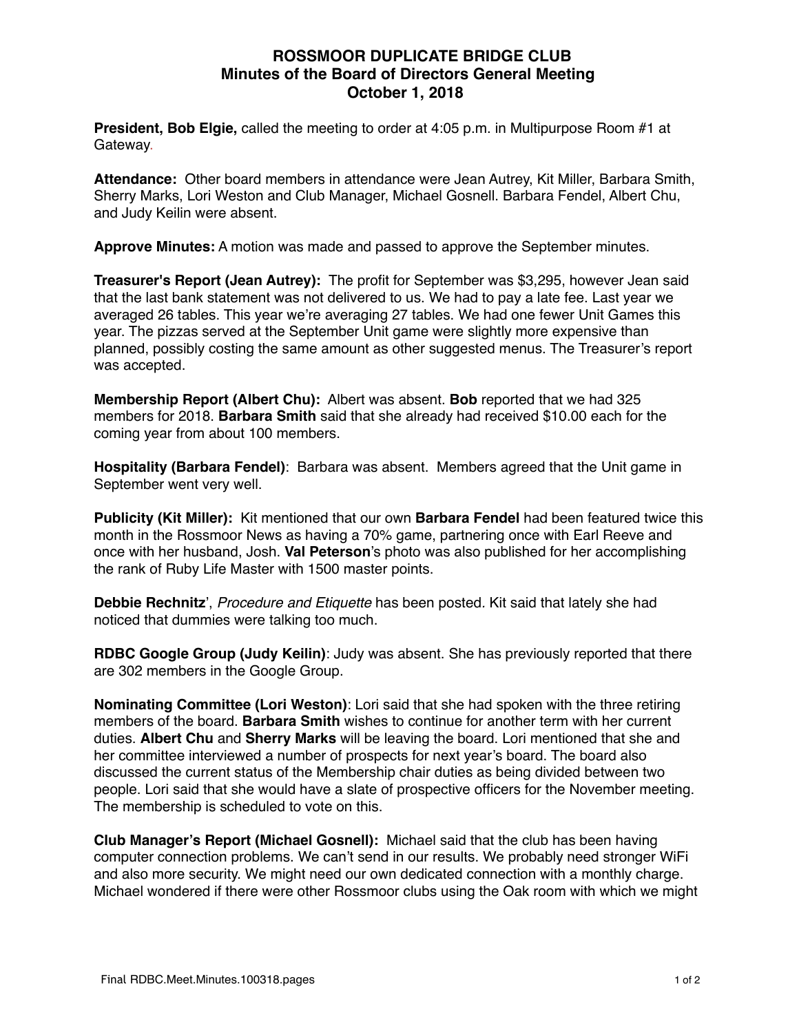# ROSSMOOR DUPLICATE BRIDGE CLUB
## Minutes of the Board of Directors General Meeting
## October 1, 2018

**President, Bob Elgie,** called the meeting to order at 4:05 p.m. in Multipurpose Room #1 at Gateway.

**Attendance:** Other board members in attendance were Jean Autrey, Kit Miller, Barbara Smith, Sherry Marks, Lori Weston and Club Manager, Michael Gosnell. Barbara Fendel, Albert Chu, and Judy Keilin were absent.

**Approve Minutes:** A motion was made and passed to approve the September minutes.

**Treasurer's Report (Jean Autrey):** The profit for September was $3,295, however Jean said that the last bank statement was not delivered to us. We had to pay a late fee. Last year we averaged 26 tables. This year we're averaging 27 tables. We had one fewer Unit Games this year. The pizzas served at the September Unit game were slightly more expensive than planned, possibly costing the same amount as other suggested menus. The Treasurer's report was accepted.

**Membership Report (Albert Chu):** Albert was absent. **Bob** reported that we had 325 members for 2018. **Barbara Smith** said that she already had received $10.00 each for the coming year from about 100 members.

**Hospitality (Barbara Fendel)**: Barbara was absent. Members agreed that the Unit game in September went very well.

**Publicity (Kit Miller):** Kit mentioned that our own **Barbara Fendel** had been featured twice this month in the Rossmoor News as having a 70% game, partnering once with Earl Reeve and once with her husband, Josh. **Val Peterson**'s photo was also published for her accomplishing the rank of Ruby Life Master with 1500 master points.

**Debbie Rechnitz**', *Procedure and Etiquette* has been posted. Kit said that lately she had noticed that dummies were talking too much.

**RDBC Google Group (Judy Keilin)**: Judy was absent. She has previously reported that there are 302 members in the Google Group.

**Nominating Committee (Lori Weston)**: Lori said that she had spoken with the three retiring members of the board. **Barbara Smith** wishes to continue for another term with her current duties. **Albert Chu** and **Sherry Marks** will be leaving the board. Lori mentioned that she and her committee interviewed a number of prospects for next year's board. The board also discussed the current status of the Membership chair duties as being divided between two people. Lori said that she would have a slate of prospective officers for the November meeting. The membership is scheduled to vote on this.

**Club Manager's Report (Michael Gosnell):** Michael said that the club has been having computer connection problems. We can't send in our results. We probably need stronger WiFi and also more security. We might need our own dedicated connection with a monthly charge. Michael wondered if there were other Rossmoor clubs using the Oak room with which we might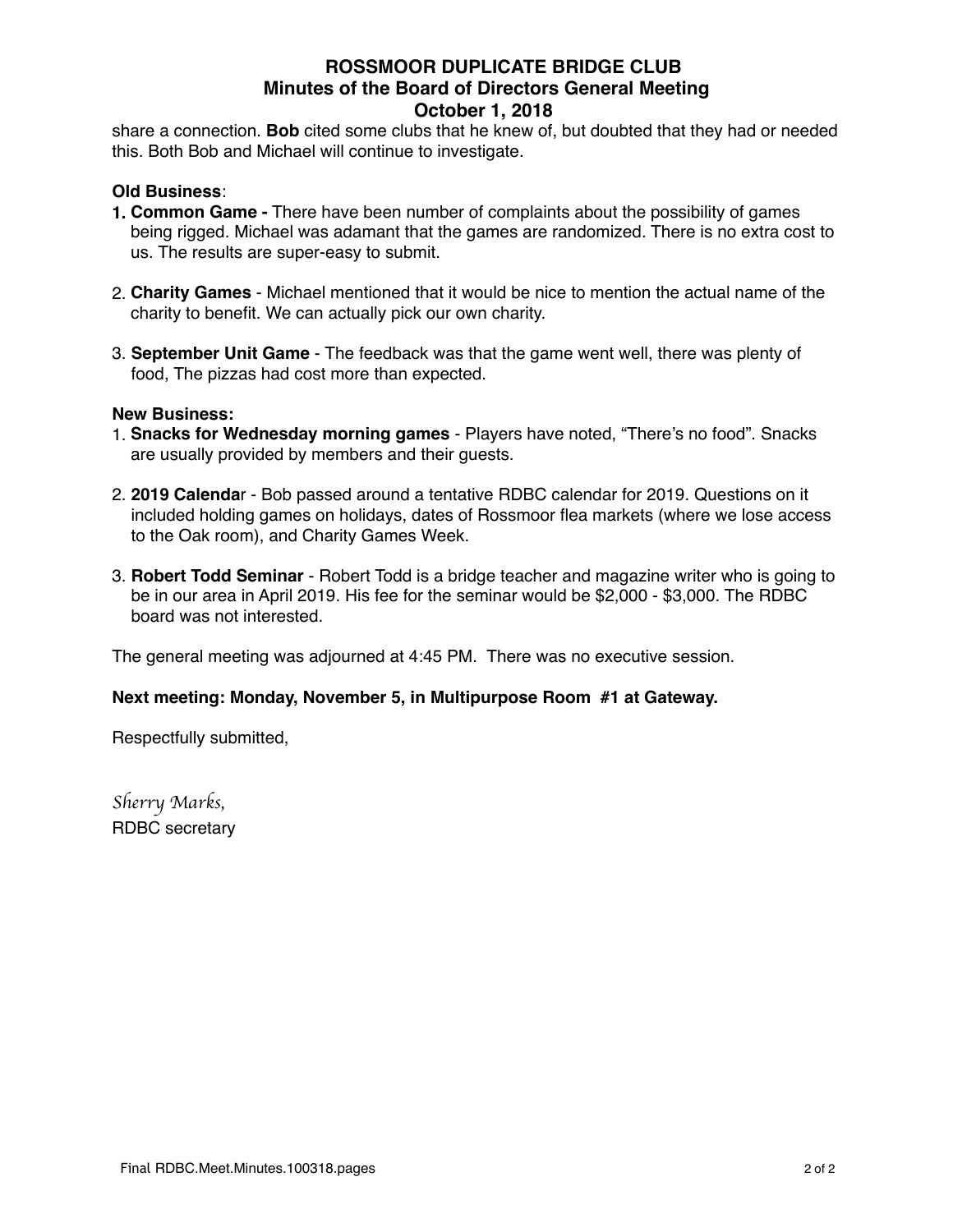share a connection. **Bob** cited some clubs that he knew of, but doubted that they had or needed this. Both Bob and Michael will continue to investigate.

**Old Business**:

1. **Common Game -** There have been number of complaints about the possibility of games being rigged. Michael was adamant that the games are randomized. There is no extra cost to us. The results are super-easy to submit.

2. **Charity Games** - Michael mentioned that it would be nice to mention the actual name of the charity to benefit. We can actually pick our own charity.

3. **September Unit Game** - The feedback was that the game went well, there was plenty of food, The pizzas had cost more than expected.

**New Business:**

1. **Snacks for Wednesday morning games** - Players have noted, "There's no food". Snacks are usually provided by members and their guests.

2. **2019 Calenda**r - Bob passed around a tentative RDBC calendar for 2019. Questions on it included holding games on holidays, dates of Rossmoor flea markets (where we lose access to the Oak room), and Charity Games Week.

3. **Robert Todd Seminar** - Robert Todd is a bridge teacher and magazine writer who is going to be in our area in April 2019. His fee for the seminar would be $2,000 - $3,000. The RDBC board was not interested.

The general meeting was adjourned at 4:45 PM. There was no executive session.

**Next meeting: Monday, November 5, in Multipurpose Room #1 at Gateway.**

Respectfully submitted,

*Sherry Marks,*
RDBC secretary